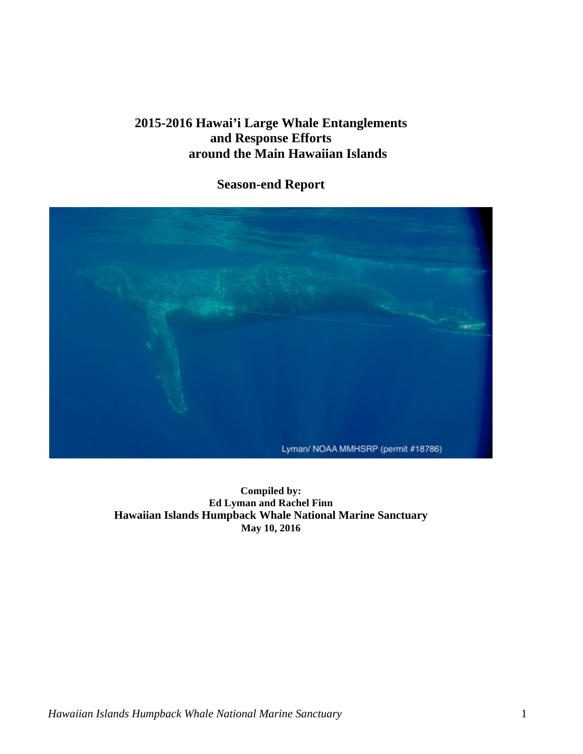# 2015-2016 Hawai'i Large Whale Entanglements and Response Efforts around the Main Hawaiian Islands

## Season-end Report

Lyman/ NOAA MMHSRP (permit #18786)

**Compiled by:**
**Ed Lyman and Rachel Finn**
**Hawaiian Islands Humpback Whale National Marine Sanctuary**
**May 10, 2016**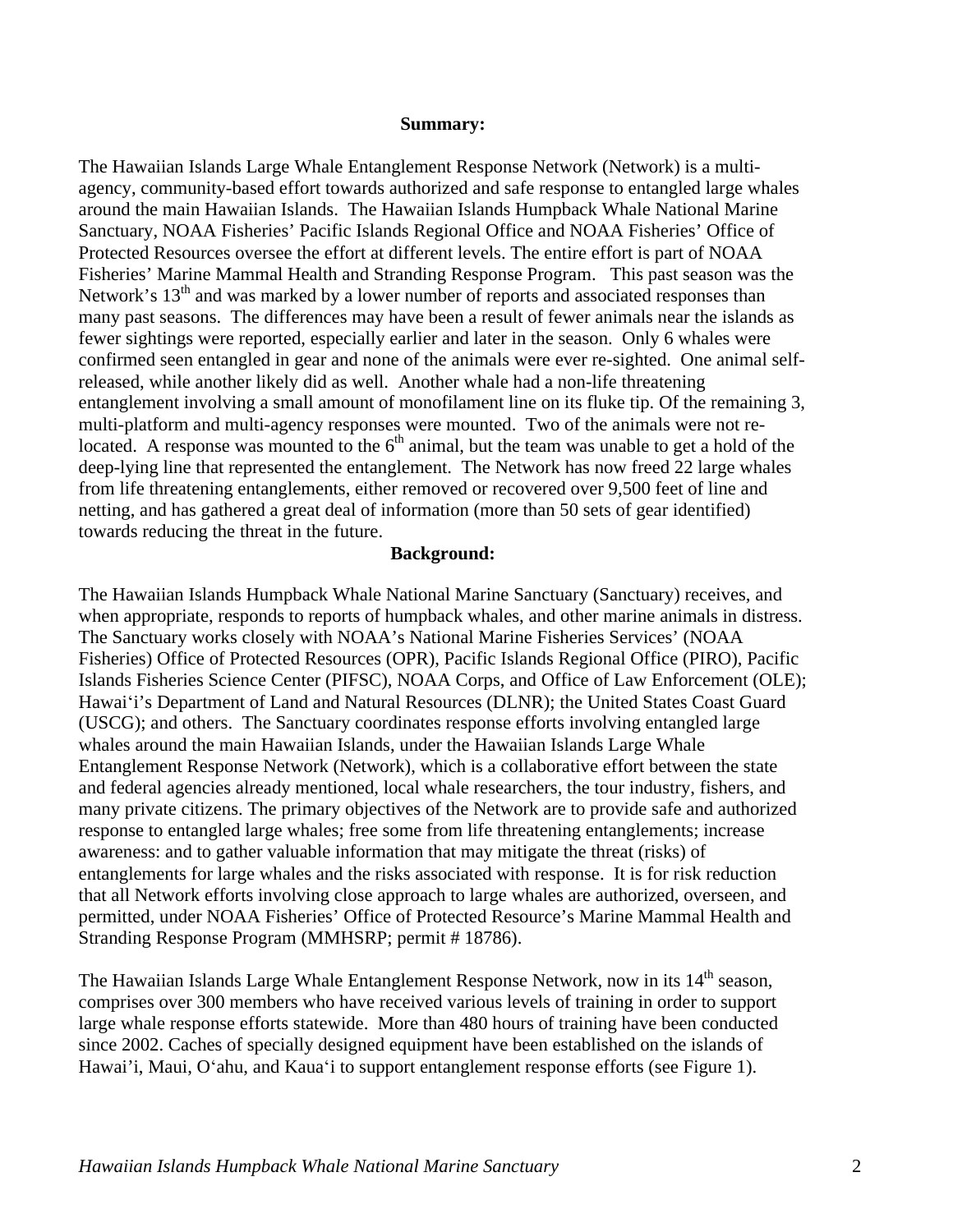## Summary:

The Hawaiian Islands Large Whale Entanglement Response Network (Network) is a multi-agency, community-based effort towards authorized and safe response to entangled large whales around the main Hawaiian Islands. The Hawaiian Islands Humpback Whale National Marine Sanctuary, NOAA Fisheries' Pacific Islands Regional Office and NOAA Fisheries' Office of Protected Resources oversee the effort at different levels. The entire effort is part of NOAA Fisheries' Marine Mammal Health and Stranding Response Program. This past season was the Network's 13th and was marked by a lower number of reports and associated responses than many past seasons. The differences may have been a result of fewer animals near the islands as fewer sightings were reported, especially earlier and later in the season. Only 6 whales were confirmed seen entangled in gear and none of the animals were ever re-sighted. One animal self-released, while another likely did as well. Another whale had a non-life threatening entanglement involving a small amount of monofilament line on its fluke tip. Of the remaining 3, multi-platform and multi-agency responses were mounted. Two of the animals were not re-located. A response was mounted to the 6th animal, but the team was unable to get a hold of the deep-lying line that represented the entanglement. The Network has now freed 22 large whales from life threatening entanglements, either removed or recovered over 9,500 feet of line and netting, and has gathered a great deal of information (more than 50 sets of gear identified) towards reducing the threat in the future.

## Background:

The Hawaiian Islands Humpback Whale National Marine Sanctuary (Sanctuary) receives, and when appropriate, responds to reports of humpback whales, and other marine animals in distress. The Sanctuary works closely with NOAA's National Marine Fisheries Services' (NOAA Fisheries) Office of Protected Resources (OPR), Pacific Islands Regional Office (PIRO), Pacific Islands Fisheries Science Center (PIFSC), NOAA Corps, and Office of Law Enforcement (OLE); Hawai'i's Department of Land and Natural Resources (DLNR); the United States Coast Guard (USCG); and others. The Sanctuary coordinates response efforts involving entangled large whales around the main Hawaiian Islands, under the Hawaiian Islands Large Whale Entanglement Response Network (Network), which is a collaborative effort between the state and federal agencies already mentioned, local whale researchers, the tour industry, fishers, and many private citizens. The primary objectives of the Network are to provide safe and authorized response to entangled large whales; free some from life threatening entanglements; increase awareness: and to gather valuable information that may mitigate the threat (risks) of entanglements for large whales and the risks associated with response. It is for risk reduction that all Network efforts involving close approach to large whales are authorized, overseen, and permitted, under NOAA Fisheries' Office of Protected Resource's Marine Mammal Health and Stranding Response Program (MMHSRP; permit # 18786).

The Hawaiian Islands Large Whale Entanglement Response Network, now in its 14th season, comprises over 300 members who have received various levels of training in order to support large whale response efforts statewide. More than 480 hours of training have been conducted since 2002. Caches of specially designed equipment have been established on the islands of Hawai'i, Maui, O'ahu, and Kaua'i to support entanglement response efforts (see Figure 1).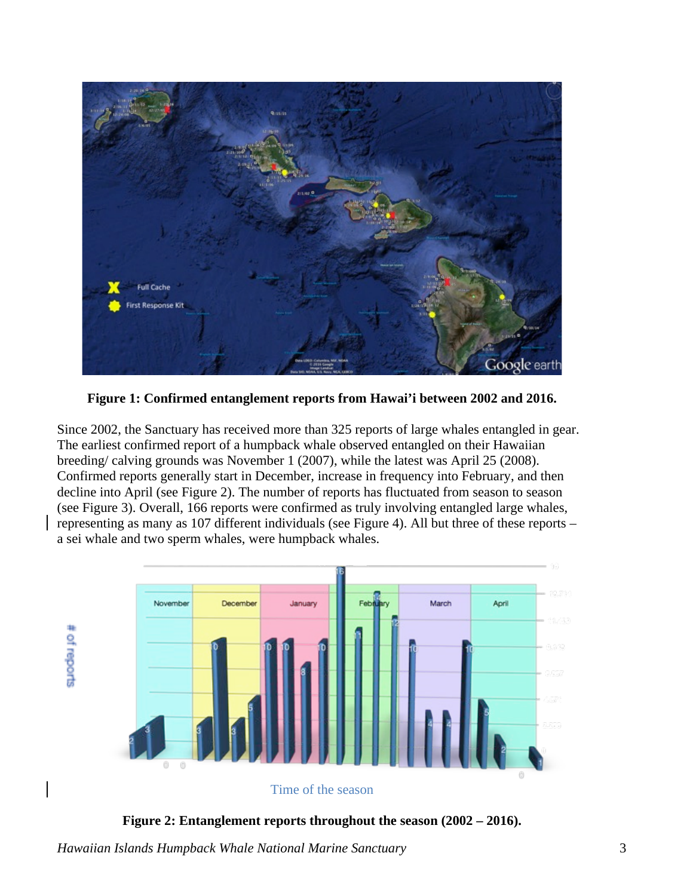**Figure 1: Confirmed entanglement reports from Hawai'i between 2002 and 2016.**

Since 2002, the Sanctuary has received more than 325 reports of large whales entangled in gear. The earliest confirmed report of a humpback whale observed entangled on their Hawaiian breeding/ calving grounds was November 1 (2007), while the latest was April 25 (2008). Confirmed reports generally start in December, increase in frequency into February, and then decline into April (see Figure 2). The number of reports has fluctuated from season to season (see Figure 3). Overall, 166 reports were confirmed as truly involving entangled large whales, representing as many as 107 different individuals (see Figure 4). All but three of these reports – a sei whale and two sperm whales, were humpback whales.

**Figure 2: Entanglement reports throughout the season (2002 – 2016).**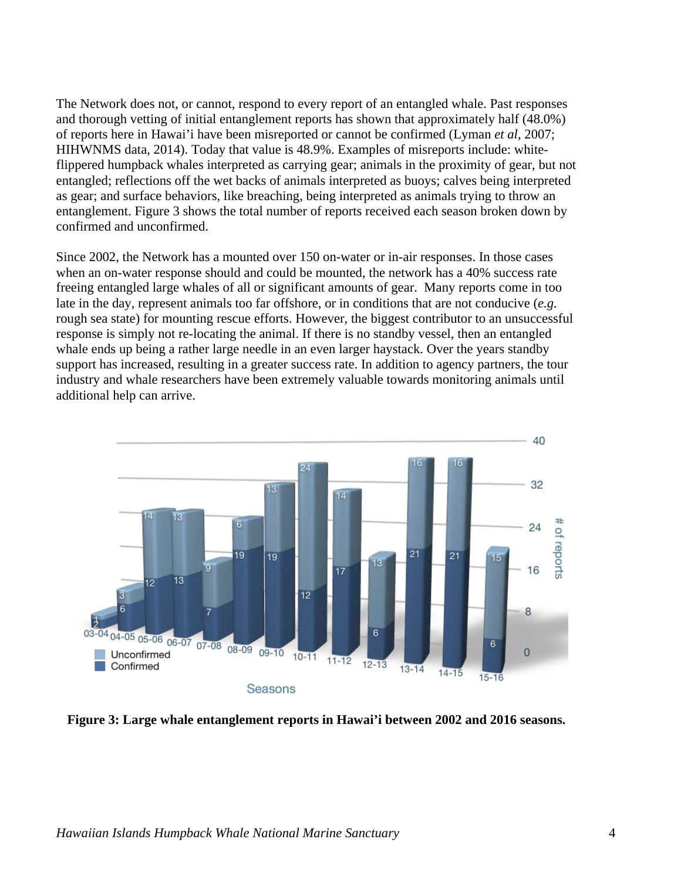The Network does not, or cannot, respond to every report of an entangled whale. Past responses and thorough vetting of initial entanglement reports has shown that approximately half (48.0%) of reports here in Hawai'i have been misreported or cannot be confirmed (Lyman *et al*, 2007; HIHWNMS data, 2014). Today that value is 48.9%. Examples of misreports include: white-flippered humpback whales interpreted as carrying gear; animals in the proximity of gear, but not entangled; reflections off the wet backs of animals interpreted as buoys; calves being interpreted as gear; and surface behaviors, like breaching, being interpreted as animals trying to throw an entanglement. Figure 3 shows the total number of reports received each season broken down by confirmed and unconfirmed.

Since 2002, the Network has a mounted over 150 on-water or in-air responses. In those cases when an on-water response should and could be mounted, the network has a 40% success rate freeing entangled large whales of all or significant amounts of gear. Many reports come in too late in the day, represent animals too far offshore, or in conditions that are not conducive (*e.g.* rough sea state) for mounting rescue efforts. However, the biggest contributor to an unsuccessful response is simply not re-locating the animal. If there is no standby vessel, then an entangled whale ends up being a rather large needle in an even larger haystack. Over the years standby support has increased, resulting in a greater success rate. In addition to agency partners, the tour industry and whale researchers have been extremely valuable towards monitoring animals until additional help can arrive.

**Figure 3: Large whale entanglement reports in Hawai'i between 2002 and 2016 seasons.**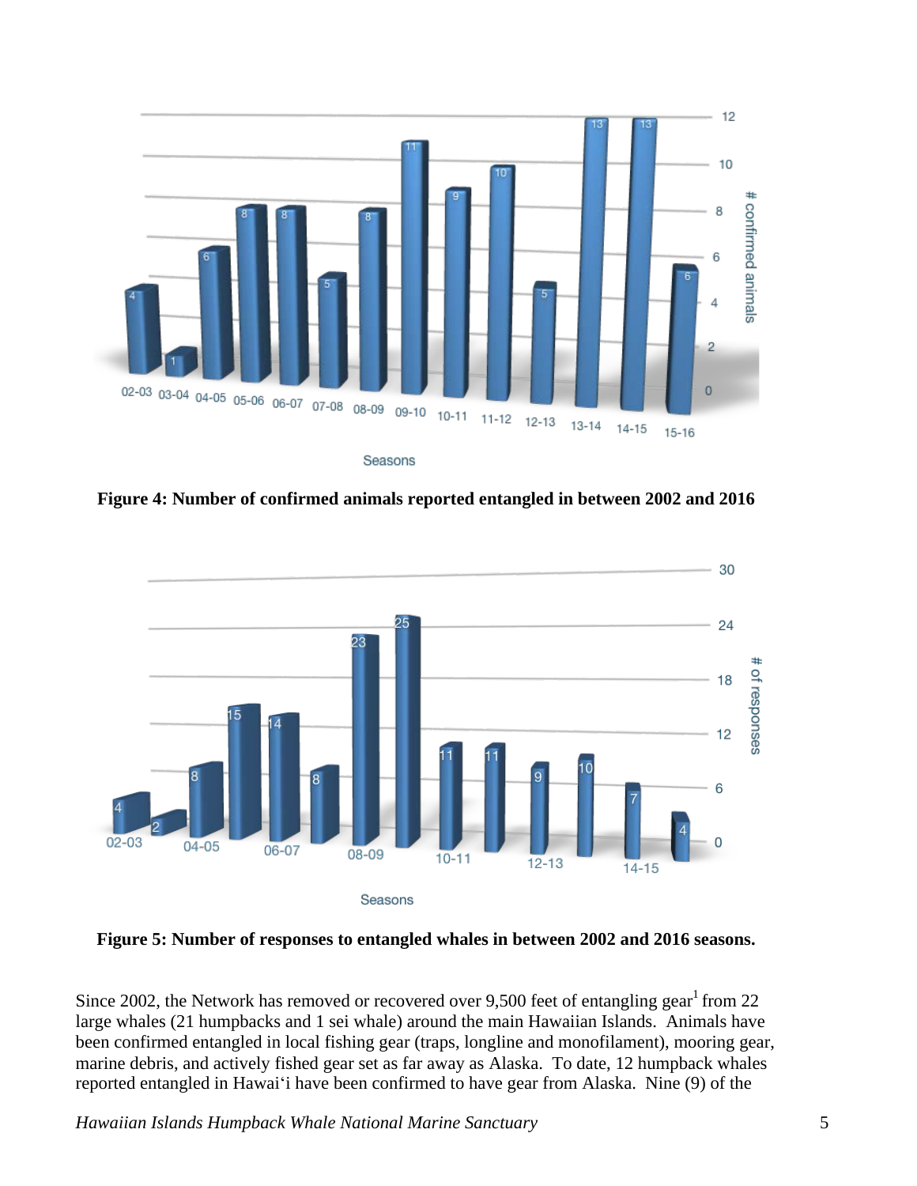**Figure 4: Number of confirmed animals reported entangled in between 2002 and 2016**

**Figure 5: Number of responses to entangled whales in between 2002 and 2016 seasons.**

Since 2002, the Network has removed or recovered over 9,500 feet of entangling gear[1] from 22 large whales (21 humpbacks and 1 sei whale) around the main Hawaiian Islands. Animals have been confirmed entangled in local fishing gear (traps, longline and monofilament), mooring gear, marine debris, and actively fished gear set as far away as Alaska. To date, 12 humpback whales reported entangled in Hawai'i have been confirmed to have gear from Alaska. Nine (9) of the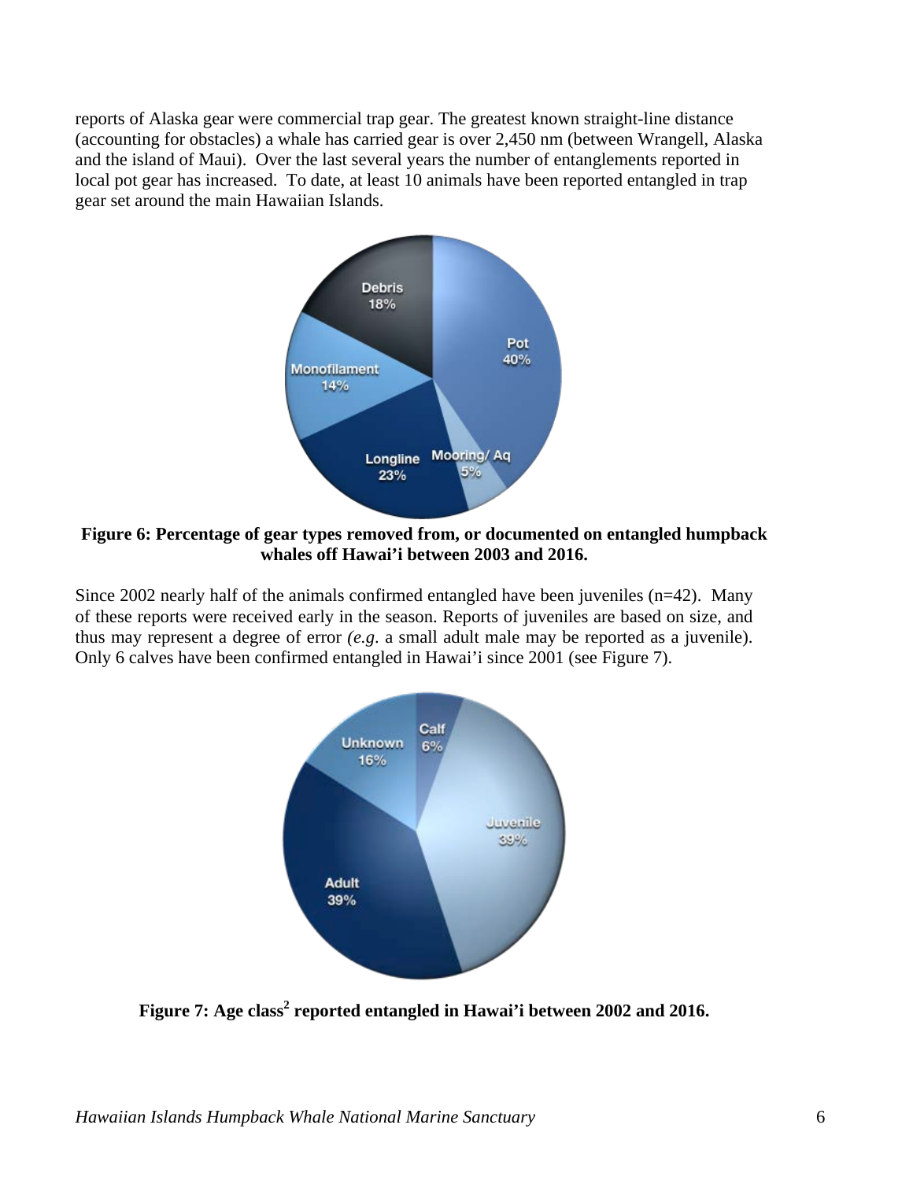reports of Alaska gear were commercial trap gear. The greatest known straight-line distance (accounting for obstacles) a whale has carried gear is over 2,450 nm (between Wrangell, Alaska and the island of Maui). Over the last several years the number of entanglements reported in local pot gear has increased. To date, at least 10 animals have been reported entangled in trap gear set around the main Hawaiian Islands.

**Figure 6: Percentage of gear types removed from, or documented on entangled humpback whales off Hawai'i between 2003 and 2016.**

Since 2002 nearly half of the animals confirmed entangled have been juveniles (n=42). Many of these reports were received early in the season. Reports of juveniles are based on size, and thus may represent a degree of error *(e.g.* a small adult male may be reported as a juvenile). Only 6 calves have been confirmed entangled in Hawai'i since 2001 (see Figure 7).

**Figure 7: Age class[2] reported entangled in Hawai'i between 2002 and 2016.**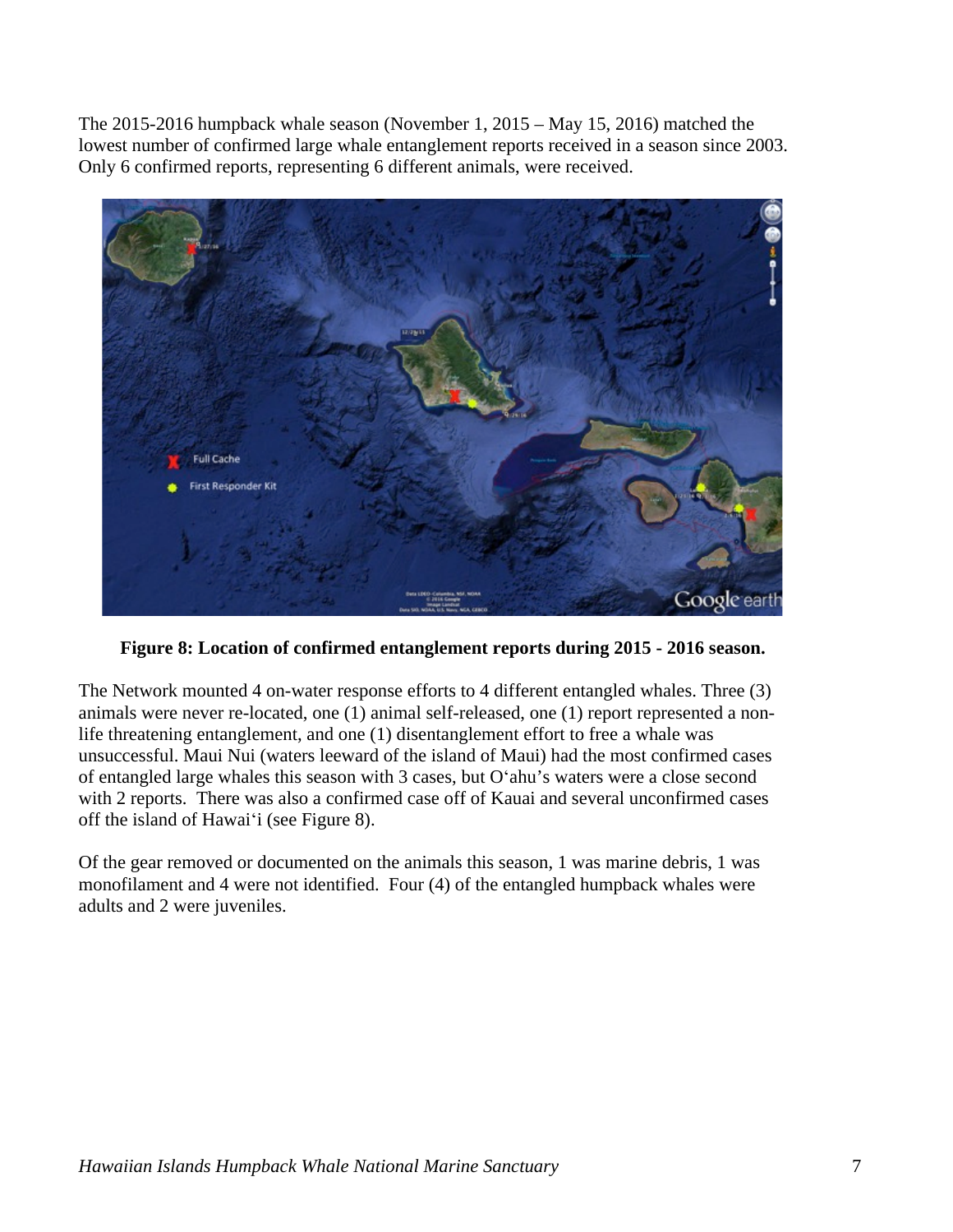The 2015-2016 humpback whale season (November 1, 2015 – May 15, 2016) matched the lowest number of confirmed large whale entanglement reports received in a season since 2003. Only 6 confirmed reports, representing 6 different animals, were received.

**Figure 8: Location of confirmed entanglement reports during 2015 - 2016 season.**

The Network mounted 4 on-water response efforts to 4 different entangled whales. Three (3) animals were never re-located, one (1) animal self-released, one (1) report represented a non-life threatening entanglement, and one (1) disentanglement effort to free a whale was unsuccessful. Maui Nui (waters leeward of the island of Maui) had the most confirmed cases of entangled large whales this season with 3 cases, but O'ahu's waters were a close second with 2 reports. There was also a confirmed case off of Kauai and several unconfirmed cases off the island of Hawai'i (see Figure 8).

Of the gear removed or documented on the animals this season, 1 was marine debris, 1 was monofilament and 4 were not identified. Four (4) of the entangled humpback whales were adults and 2 were juveniles.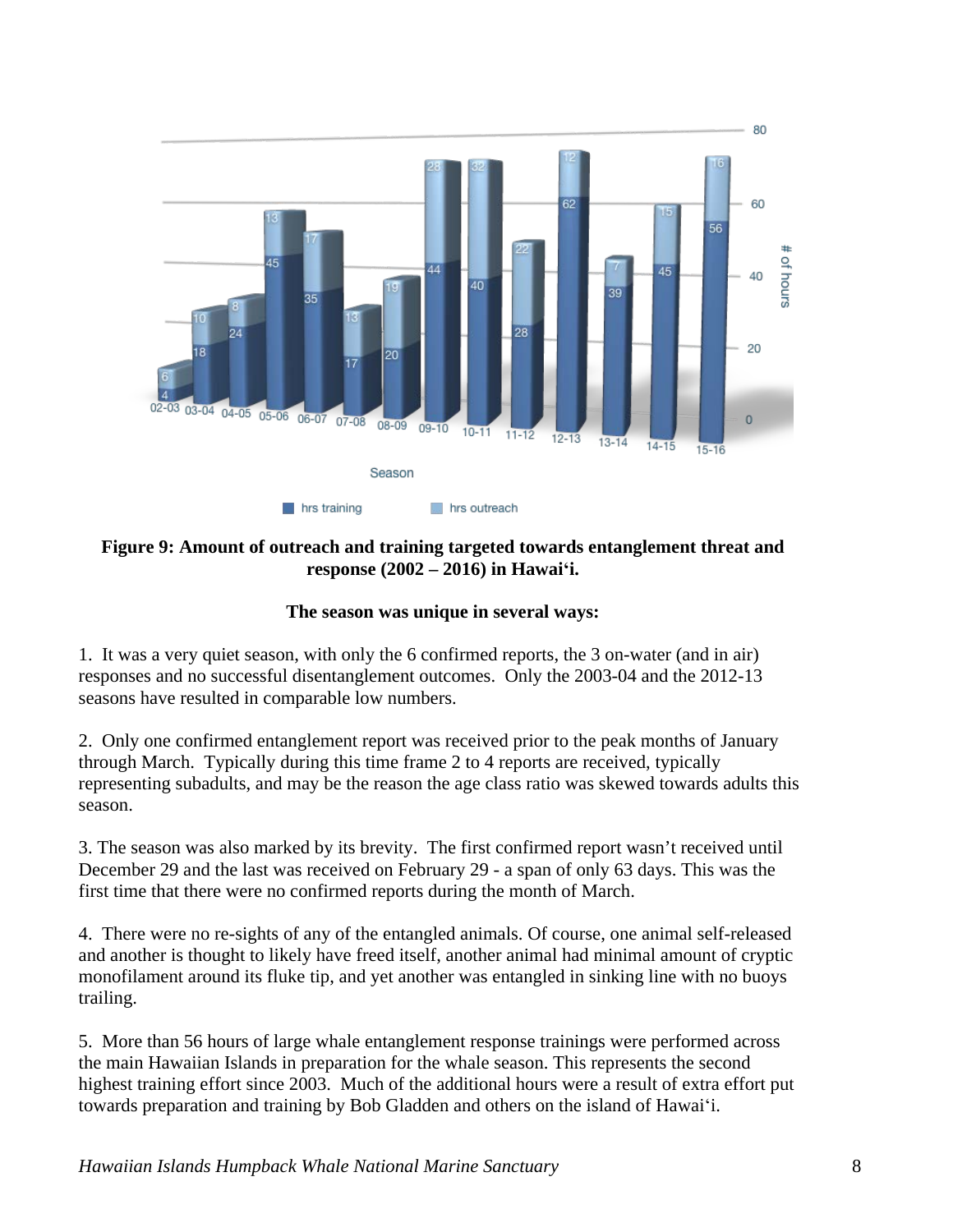**Figure 9: Amount of outreach and training targeted towards entanglement threat and response (2002 – 2016) in Hawai‘i.**

**The season was unique in several ways:**

1. It was a very quiet season, with only the 6 confirmed reports, the 3 on-water (and in air) responses and no successful disentanglement outcomes. Only the 2003-04 and the 2012-13 seasons have resulted in comparable low numbers.

2. Only one confirmed entanglement report was received prior to the peak months of January through March. Typically during this time frame 2 to 4 reports are received, typically representing subadults, and may be the reason the age class ratio was skewed towards adults this season.

3. The season was also marked by its brevity. The first confirmed report wasn't received until December 29 and the last was received on February 29 - a span of only 63 days. This was the first time that there were no confirmed reports during the month of March.

4. There were no re-sights of any of the entangled animals. Of course, one animal self-released and another is thought to likely have freed itself, another animal had minimal amount of cryptic monofilament around its fluke tip, and yet another was entangled in sinking line with no buoys trailing.

5. More than 56 hours of large whale entanglement response trainings were performed across the main Hawaiian Islands in preparation for the whale season. This represents the second highest training effort since 2003. Much of the additional hours were a result of extra effort put towards preparation and training by Bob Gladden and others on the island of Hawai‘i.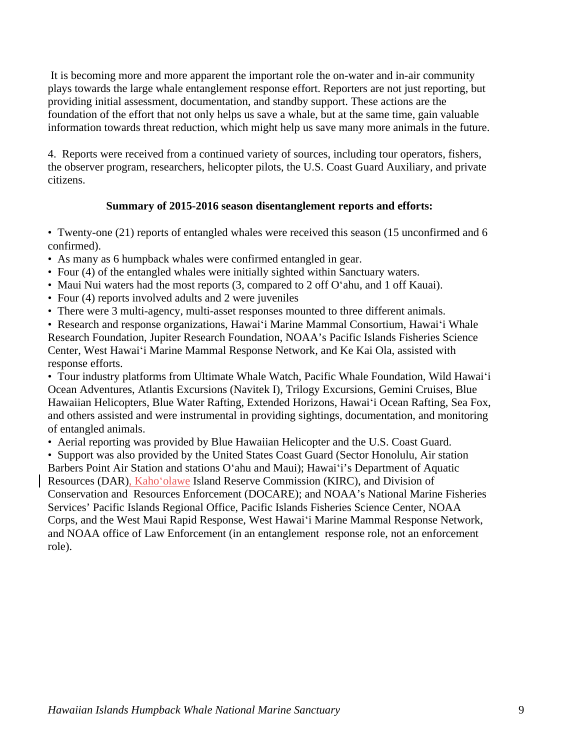It is becoming more and more apparent the important role the on-water and in-air community plays towards the large whale entanglement response effort. Reporters are not just reporting, but providing initial assessment, documentation, and standby support. These actions are the foundation of the effort that not only helps us save a whale, but at the same time, gain valuable information towards threat reduction, which might help us save many more animals in the future.

4. Reports were received from a continued variety of sources, including tour operators, fishers, the observer program, researchers, helicopter pilots, the U.S. Coast Guard Auxiliary, and private citizens.

**Summary of 2015-2016 season disentanglement reports and efforts:**

- Twenty-one (21) reports of entangled whales were received this season (15 unconfirmed and 6 confirmed).
- As many as 6 humpback whales were confirmed entangled in gear.
- Four (4) of the entangled whales were initially sighted within Sanctuary waters.
- Maui Nui waters had the most reports (3, compared to 2 off O‘ahu, and 1 off Kauai).
- Four (4) reports involved adults and 2 were juveniles
- There were 3 multi-agency, multi-asset responses mounted to three different animals.
- Research and response organizations, Hawai‘i Marine Mammal Consortium, Hawai‘i Whale Research Foundation, Jupiter Research Foundation, NOAA’s Pacific Islands Fisheries Science Center, West Hawai‘i Marine Mammal Response Network, and Ke Kai Ola, assisted with response efforts.
- Tour industry platforms from Ultimate Whale Watch, Pacific Whale Foundation, Wild Hawai‘i Ocean Adventures, Atlantis Excursions (Navitek I), Trilogy Excursions, Gemini Cruises, Blue Hawaiian Helicopters, Blue Water Rafting, Extended Horizons, Hawai‘i Ocean Rafting, Sea Fox, and others assisted and were instrumental in providing sightings, documentation, and monitoring of entangled animals.
- Aerial reporting was provided by Blue Hawaiian Helicopter and the U.S. Coast Guard.
- Support was also provided by the United States Coast Guard (Sector Honolulu, Air station Barbers Point Air Station and stations O‘ahu and Maui); Hawai‘i’s Department of Aquatic Resources (DAR), Kaho‘olawe Island Reserve Commission (KIRC), and Division of Conservation and Resources Enforcement (DOCARE); and NOAA’s National Marine Fisheries Services’ Pacific Islands Regional Office, Pacific Islands Fisheries Science Center, NOAA Corps, and the West Maui Rapid Response, West Hawai‘i Marine Mammal Response Network, and NOAA office of Law Enforcement (in an entanglement response role, not an enforcement role).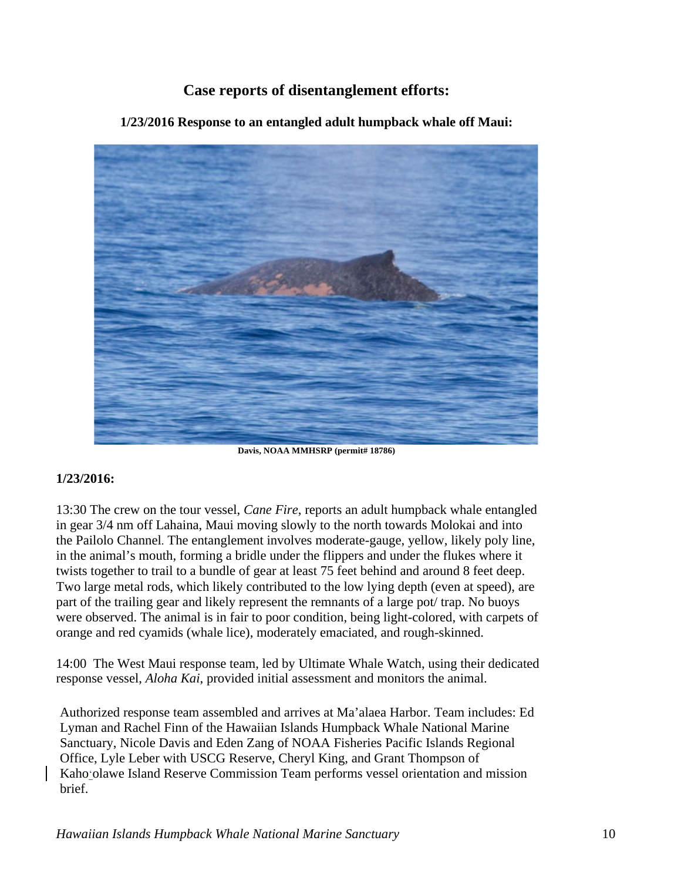## Case reports of disentanglement efforts:

### 1/23/2016 Response to an entangled adult humpback whale off Maui:

Davis, NOAA MMHSRP (permit# 18786)

**1/23/2016:**

13:30 The crew on the tour vessel, *Cane Fire*, reports an adult humpback whale entangled in gear 3/4 nm off Lahaina, Maui moving slowly to the north towards Molokai and into the Pailolo Channel. The entanglement involves moderate-gauge, yellow, likely poly line, in the animal's mouth, forming a bridle under the flippers and under the flukes where it twists together to trail to a bundle of gear at least 75 feet behind and around 8 feet deep. Two large metal rods, which likely contributed to the low lying depth (even at speed), are part of the trailing gear and likely represent the remnants of a large pot/ trap. No buoys were observed. The animal is in fair to poor condition, being light-colored, with carpets of orange and red cyamids (whale lice), moderately emaciated, and rough-skinned.

14:00 The West Maui response team, led by Ultimate Whale Watch, using their dedicated response vessel, *Aloha Kai*, provided initial assessment and monitors the animal.

Authorized response team assembled and arrives at Ma'alaea Harbor. Team includes: Ed Lyman and Rachel Finn of the Hawaiian Islands Humpback Whale National Marine Sanctuary, Nicole Davis and Eden Zang of NOAA Fisheries Pacific Islands Regional Office, Lyle Leber with USCG Reserve, Cheryl King, and Grant Thompson of Kahoʻolawe Island Reserve Commission Team performs vessel orientation and mission brief.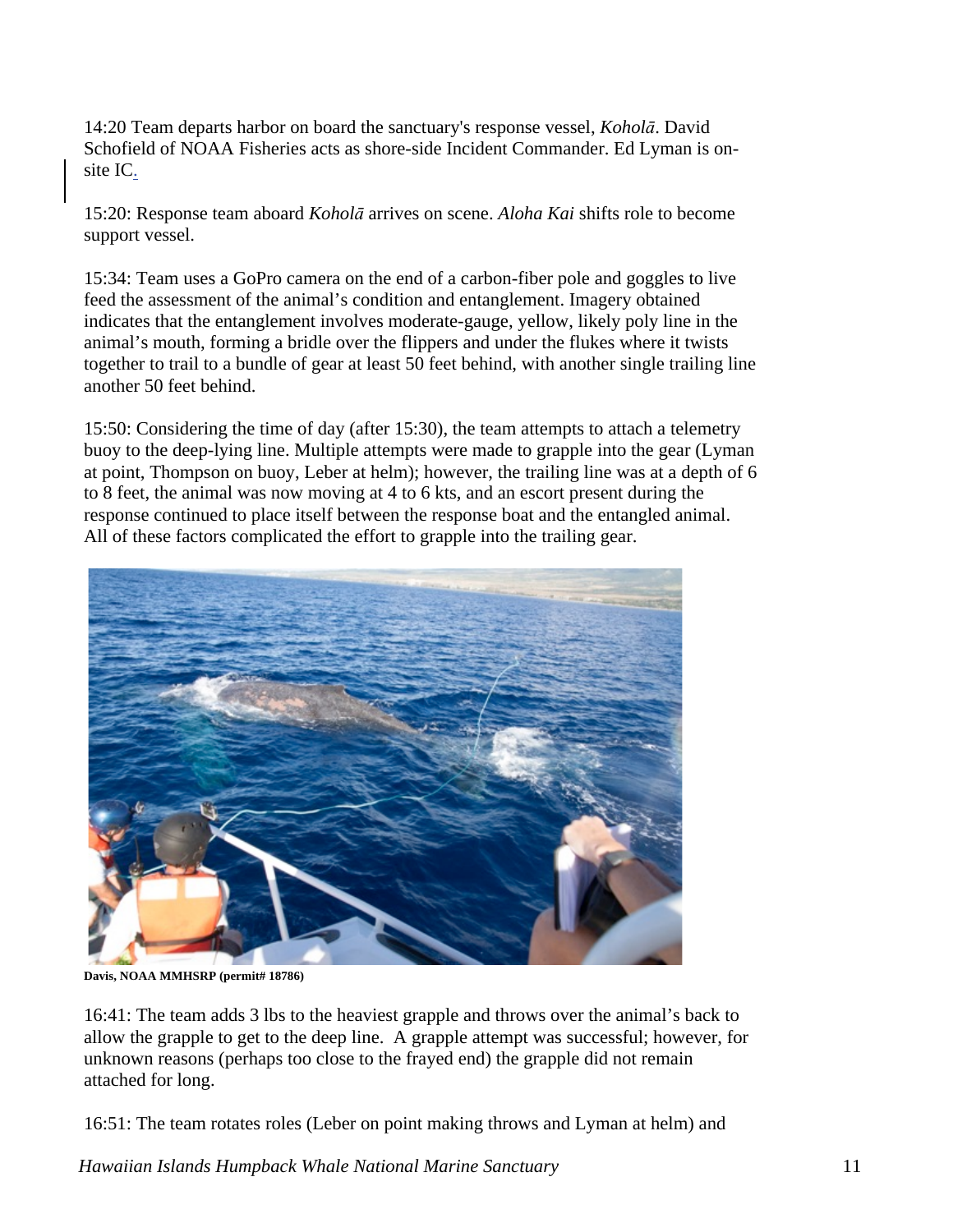14:20 Team departs harbor on board the sanctuary's response vessel, *Koholā*. David Schofield of NOAA Fisheries acts as shore-side Incident Commander. Ed Lyman is on-site IC.

15:20: Response team aboard *Koholā* arrives on scene. *Aloha Kai* shifts role to become support vessel.

15:34: Team uses a GoPro camera on the end of a carbon-fiber pole and goggles to live feed the assessment of the animal's condition and entanglement. Imagery obtained indicates that the entanglement involves moderate-gauge, yellow, likely poly line in the animal's mouth, forming a bridle over the flippers and under the flukes where it twists together to trail to a bundle of gear at least 50 feet behind, with another single trailing line another 50 feet behind.

15:50: Considering the time of day (after 15:30), the team attempts to attach a telemetry buoy to the deep-lying line. Multiple attempts were made to grapple into the gear (Lyman at point, Thompson on buoy, Leber at helm); however, the trailing line was at a depth of 6 to 8 feet, the animal was now moving at 4 to 6 kts, and an escort present during the response continued to place itself between the response boat and the entangled animal. All of these factors complicated the effort to grapple into the trailing gear.

**Davis, NOAA MMHSRP (permit# 18786)**

16:41: The team adds 3 lbs to the heaviest grapple and throws over the animal's back to allow the grapple to get to the deep line. A grapple attempt was successful; however, for unknown reasons (perhaps too close to the frayed end) the grapple did not remain attached for long.

16:51: The team rotates roles (Leber on point making throws and Lyman at helm) and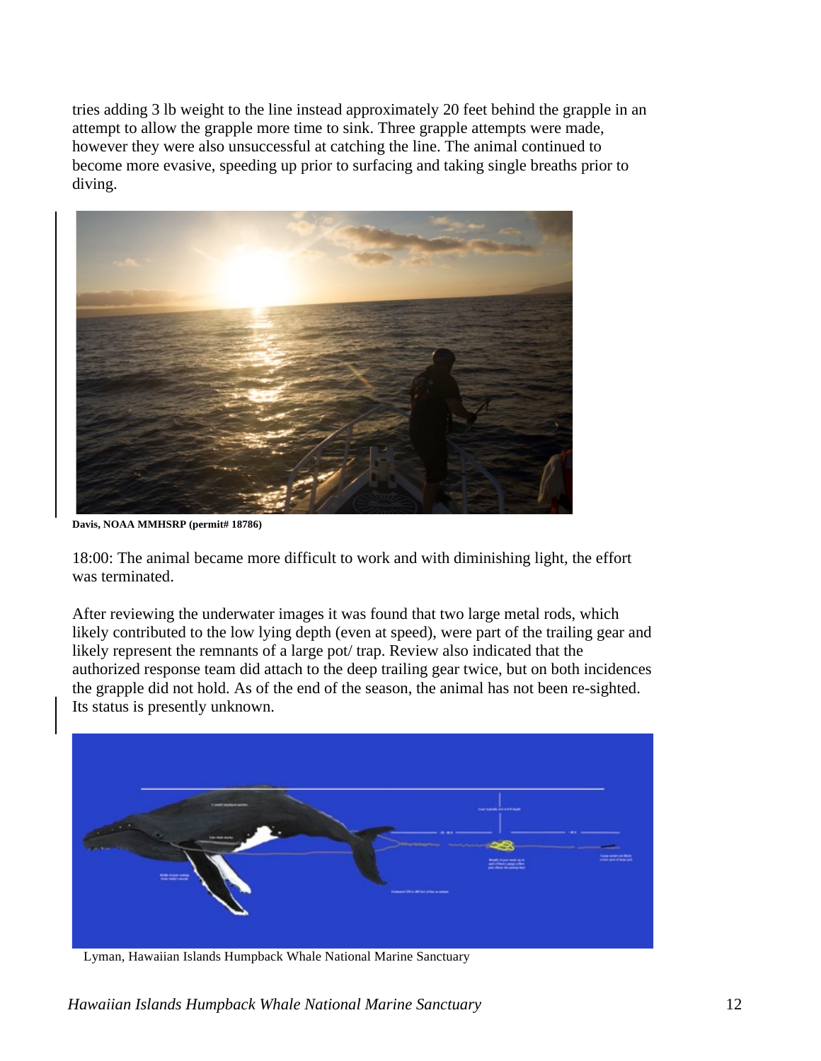tries adding 3 lb weight to the line instead approximately 20 feet behind the grapple in an attempt to allow the grapple more time to sink. Three grapple attempts were made, however they were also unsuccessful at catching the line. The animal continued to become more evasive, speeding up prior to surfacing and taking single breaths prior to diving.

**Davis, NOAA MMHSRP (permit# 18786)**

18:00: The animal became more difficult to work and with diminishing light, the effort was terminated.

After reviewing the underwater images it was found that two large metal rods, which likely contributed to the low lying depth (even at speed), were part of the trailing gear and likely represent the remnants of a large pot/ trap. Review also indicated that the authorized response team did attach to the deep trailing gear twice, but on both incidences the grapple did not hold. As of the end of the season, the animal has not been re-sighted. Its status is presently unknown.

Lyman, Hawaiian Islands Humpback Whale National Marine Sanctuary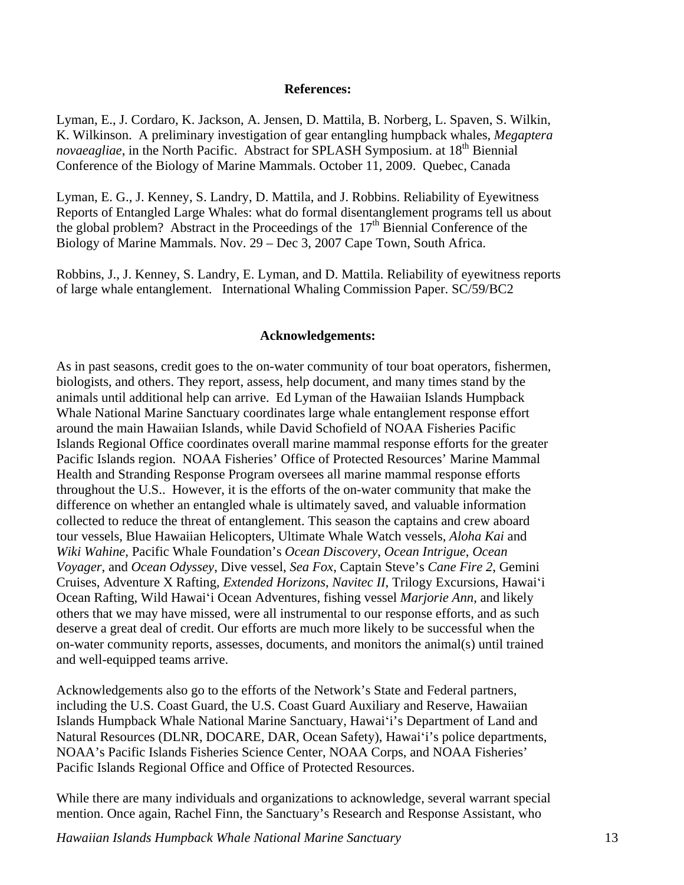**References:**

Lyman, E., J. Cordaro, K. Jackson, A. Jensen, D. Mattila, B. Norberg, L. Spaven, S. Wilkin, K. Wilkinson. A preliminary investigation of gear entangling humpback whales, *Megaptera novaeagliae*, in the North Pacific. Abstract for SPLASH Symposium. at 18th Biennial Conference of the Biology of Marine Mammals. October 11, 2009. Quebec, Canada

Lyman, E. G., J. Kenney, S. Landry, D. Mattila, and J. Robbins. Reliability of Eyewitness Reports of Entangled Large Whales: what do formal disentanglement programs tell us about the global problem? Abstract in the Proceedings of the 17th Biennial Conference of the Biology of Marine Mammals. Nov. 29 – Dec 3, 2007 Cape Town, South Africa.

Robbins, J., J. Kenney, S. Landry, E. Lyman, and D. Mattila. Reliability of eyewitness reports of large whale entanglement. International Whaling Commission Paper. SC/59/BC2

**Acknowledgements:**

As in past seasons, credit goes to the on-water community of tour boat operators, fishermen, biologists, and others. They report, assess, help document, and many times stand by the animals until additional help can arrive. Ed Lyman of the Hawaiian Islands Humpback Whale National Marine Sanctuary coordinates large whale entanglement response effort around the main Hawaiian Islands, while David Schofield of NOAA Fisheries Pacific Islands Regional Office coordinates overall marine mammal response efforts for the greater Pacific Islands region. NOAA Fisheries' Office of Protected Resources' Marine Mammal Health and Stranding Response Program oversees all marine mammal response efforts throughout the U.S.. However, it is the efforts of the on-water community that make the difference on whether an entangled whale is ultimately saved, and valuable information collected to reduce the threat of entanglement. This season the captains and crew aboard tour vessels, Blue Hawaiian Helicopters, Ultimate Whale Watch vessels, *Aloha Kai* and *Wiki Wahine*, Pacific Whale Foundation's *Ocean Discovery*, *Ocean Intrigue*, *Ocean Voyager*, and *Ocean Odyssey*, Dive vessel, *Sea Fox*, Captain Steve's *Cane Fire 2*, Gemini Cruises, Adventure X Rafting, *Extended Horizons*, *Navitec II*, Trilogy Excursions, Hawai'i Ocean Rafting, Wild Hawai'i Ocean Adventures, fishing vessel *Marjorie Ann*, and likely others that we may have missed, were all instrumental to our response efforts, and as such deserve a great deal of credit. Our efforts are much more likely to be successful when the on-water community reports, assesses, documents, and monitors the animal(s) until trained and well-equipped teams arrive.

Acknowledgements also go to the efforts of the Network's State and Federal partners, including the U.S. Coast Guard, the U.S. Coast Guard Auxiliary and Reserve, Hawaiian Islands Humpback Whale National Marine Sanctuary, Hawai'i's Department of Land and Natural Resources (DLNR, DOCARE, DAR, Ocean Safety), Hawai'i's police departments, NOAA's Pacific Islands Fisheries Science Center, NOAA Corps, and NOAA Fisheries' Pacific Islands Regional Office and Office of Protected Resources.

While there are many individuals and organizations to acknowledge, several warrant special mention. Once again, Rachel Finn, the Sanctuary's Research and Response Assistant, who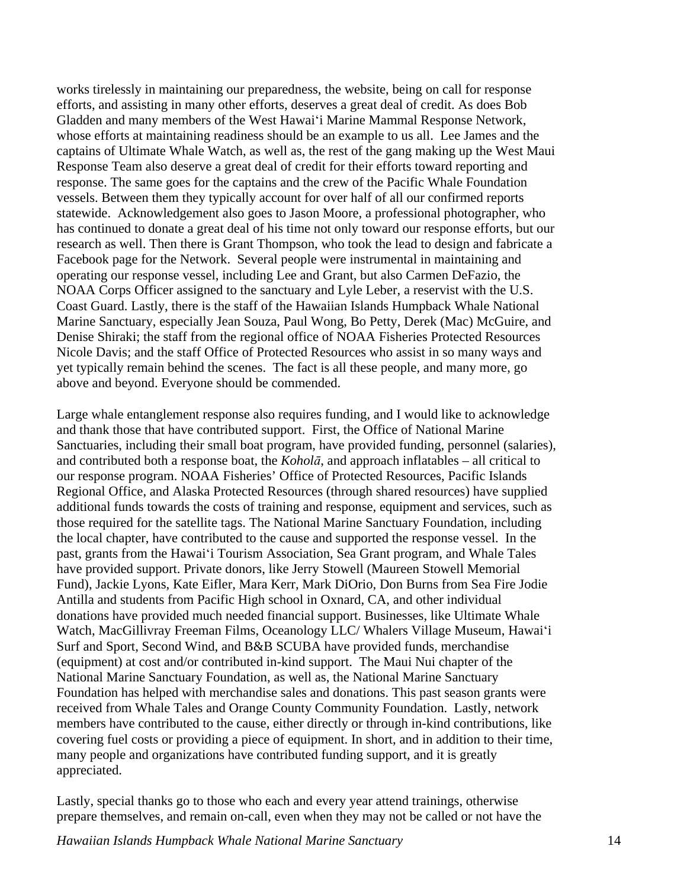works tirelessly in maintaining our preparedness, the website, being on call for response efforts, and assisting in many other efforts, deserves a great deal of credit. As does Bob Gladden and many members of the West Hawai‘i Marine Mammal Response Network, whose efforts at maintaining readiness should be an example to us all. Lee James and the captains of Ultimate Whale Watch, as well as, the rest of the gang making up the West Maui Response Team also deserve a great deal of credit for their efforts toward reporting and response. The same goes for the captains and the crew of the Pacific Whale Foundation vessels. Between them they typically account for over half of all our confirmed reports statewide. Acknowledgement also goes to Jason Moore, a professional photographer, who has continued to donate a great deal of his time not only toward our response efforts, but our research as well. Then there is Grant Thompson, who took the lead to design and fabricate a Facebook page for the Network. Several people were instrumental in maintaining and operating our response vessel, including Lee and Grant, but also Carmen DeFazio, the NOAA Corps Officer assigned to the sanctuary and Lyle Leber, a reservist with the U.S. Coast Guard. Lastly, there is the staff of the Hawaiian Islands Humpback Whale National Marine Sanctuary, especially Jean Souza, Paul Wong, Bo Petty, Derek (Mac) McGuire, and Denise Shiraki; the staff from the regional office of NOAA Fisheries Protected Resources Nicole Davis; and the staff Office of Protected Resources who assist in so many ways and yet typically remain behind the scenes. The fact is all these people, and many more, go above and beyond. Everyone should be commended.

Large whale entanglement response also requires funding, and I would like to acknowledge and thank those that have contributed support. First, the Office of National Marine Sanctuaries, including their small boat program, have provided funding, personnel (salaries), and contributed both a response boat, the *Koholā*, and approach inflatables – all critical to our response program. NOAA Fisheries' Office of Protected Resources, Pacific Islands Regional Office, and Alaska Protected Resources (through shared resources) have supplied additional funds towards the costs of training and response, equipment and services, such as those required for the satellite tags. The National Marine Sanctuary Foundation, including the local chapter, have contributed to the cause and supported the response vessel. In the past, grants from the Hawai‘i Tourism Association, Sea Grant program, and Whale Tales have provided support. Private donors, like Jerry Stowell (Maureen Stowell Memorial Fund), Jackie Lyons, Kate Eifler, Mara Kerr, Mark DiOrio, Don Burns from Sea Fire Jodie Antilla and students from Pacific High school in Oxnard, CA, and other individual donations have provided much needed financial support. Businesses, like Ultimate Whale Watch, MacGillivray Freeman Films, Oceanology LLC/ Whalers Village Museum, Hawai‘i Surf and Sport, Second Wind, and B&B SCUBA have provided funds, merchandise (equipment) at cost and/or contributed in-kind support. The Maui Nui chapter of the National Marine Sanctuary Foundation, as well as, the National Marine Sanctuary Foundation has helped with merchandise sales and donations. This past season grants were received from Whale Tales and Orange County Community Foundation. Lastly, network members have contributed to the cause, either directly or through in-kind contributions, like covering fuel costs or providing a piece of equipment. In short, and in addition to their time, many people and organizations have contributed funding support, and it is greatly appreciated.

Lastly, special thanks go to those who each and every year attend trainings, otherwise prepare themselves, and remain on-call, even when they may not be called or not have the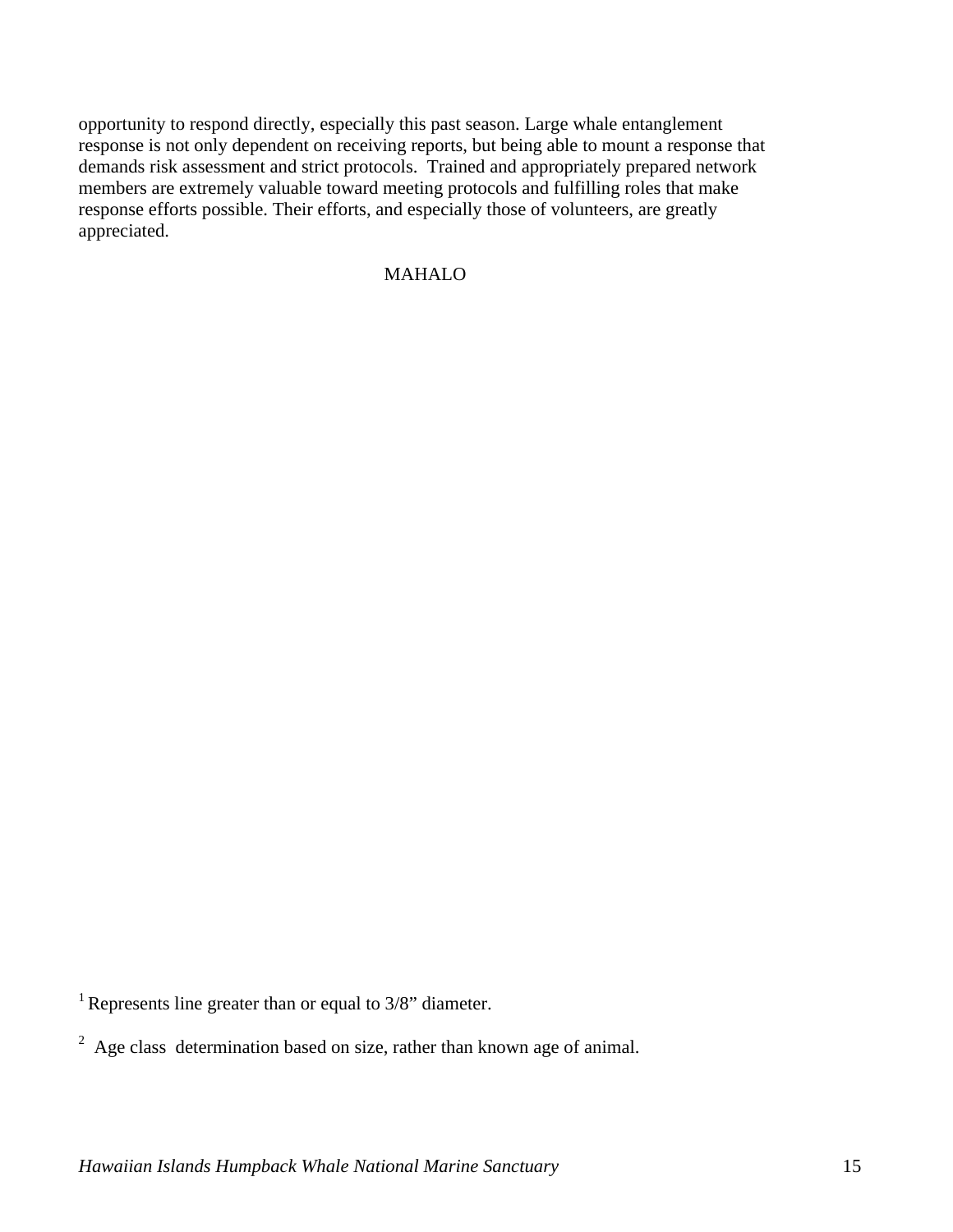opportunity to respond directly, especially this past season. Large whale entanglement response is not only dependent on receiving reports, but being able to mount a response that demands risk assessment and strict protocols. Trained and appropriately prepared network members are extremely valuable toward meeting protocols and fulfilling roles that make response efforts possible. Their efforts, and especially those of volunteers, are greatly appreciated.

MAHALO

[1] Represents line greater than or equal to 3/8" diameter.

[2] Age class determination based on size, rather than known age of animal.